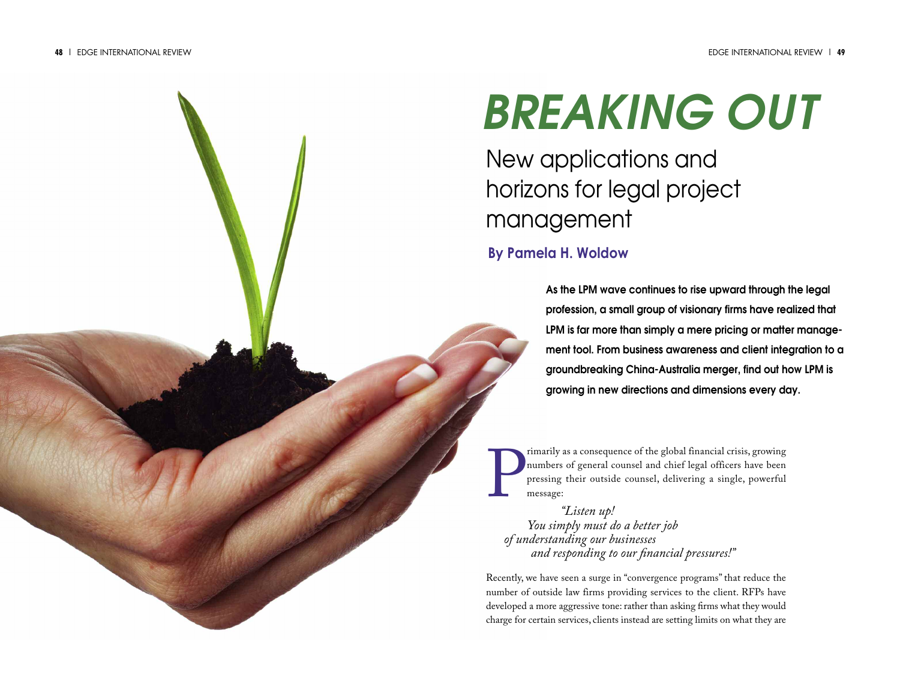# BREAKING OUT

## New applications and horizons for legal project management

**By Pamela H. Woldow**

**As the LPM wave continues to rise upward through the legal profession, a small group of visionary firms have realized that LPM is far more than simply a mere pricing or matter management tool. From business awareness and client integration to a groundbreaking China-Australia merger, find out how LPM is growing in new directions and dimensions every day.**

Primarily as a consequence of the global financial crisis, growing numbers of general counsel and chief legal officers have been pressing their outside counsel, delivering a single, powerful message:

> *"Listen up!*
> *You simply must do a better job*
> *of understanding our businesses*
> *and responding to our financial pressures!"*

Recently, we have seen a surge in "convergence programs" that reduce the number of outside law firms providing services to the client. RFPs have developed a more aggressive tone: rather than asking firms what they would charge for certain services, clients instead are setting limits on what they are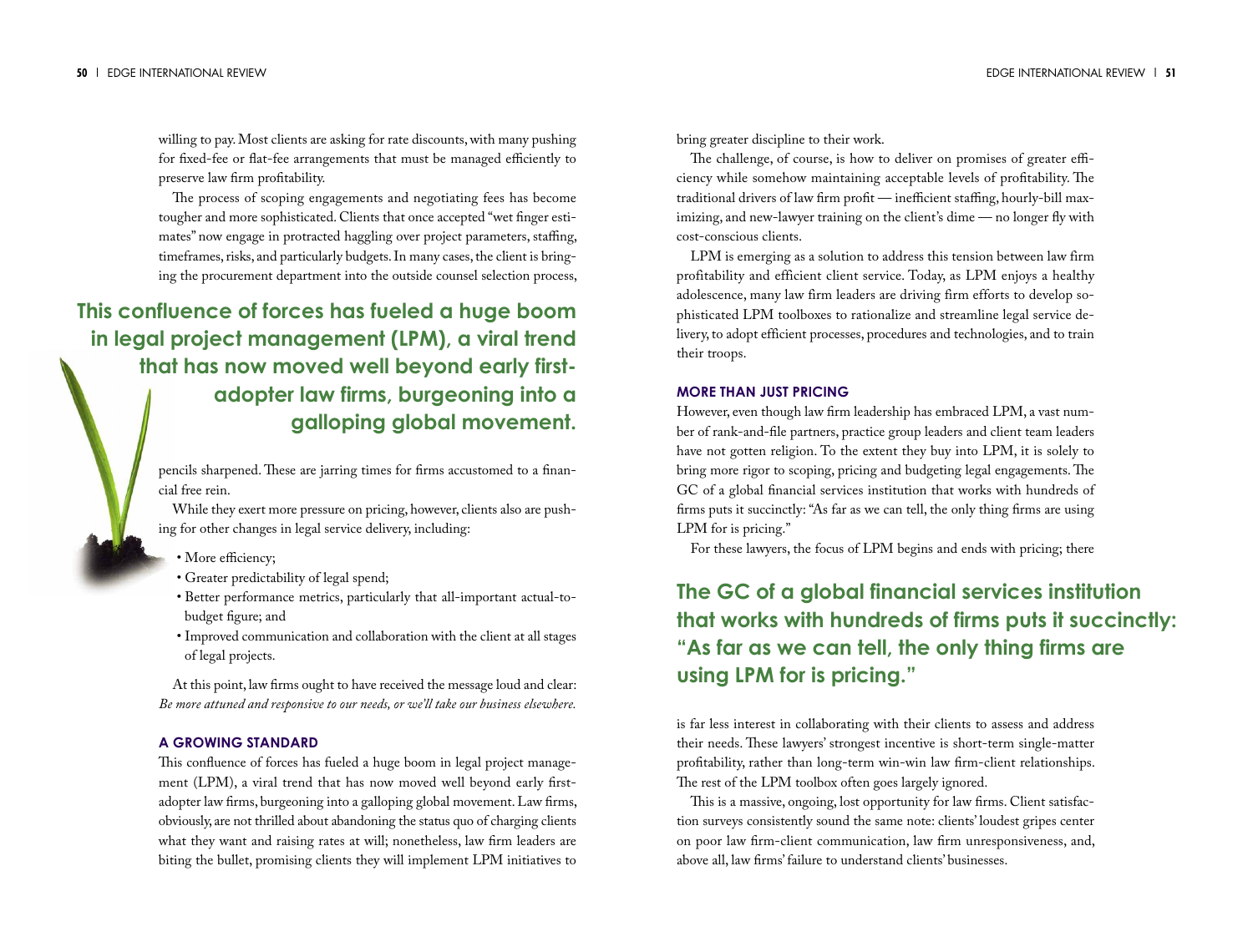willing to pay. Most clients are asking for rate discounts, with many pushing for fixed-fee or flat-fee arrangements that must be managed efficiently to preserve law firm profitability.

The process of scoping engagements and negotiating fees has become tougher and more sophisticated. Clients that once accepted "wet finger estimates" now engage in protracted haggling over project parameters, staffing, timeframes, risks, and particularly budgets. In many cases, the client is bringing the procurement department into the outside counsel selection process,

**This confluence of forces has fueled a huge boom in legal project management (LPM), a viral trend that has now moved well beyond early first-adopter law firms, burgeoning into a galloping global movement.**

pencils sharpened. These are jarring times for firms accustomed to a financial free rein.

While they exert more pressure on pricing, however, clients also are pushing for other changes in legal service delivery, including:

- More efficiency;
- Greater predictability of legal spend;
- Better performance metrics, particularly that all-important actual-to-budget figure; and
- Improved communication and collaboration with the client at all stages of legal projects.

At this point, law firms ought to have received the message loud and clear: *Be more attuned and responsive to our needs, or we'll take our business elsewhere.*

## A GROWING STANDARD

This confluence of forces has fueled a huge boom in legal project management (LPM), a viral trend that has now moved well beyond early first-adopter law firms, burgeoning into a galloping global movement. Law firms, obviously, are not thrilled about abandoning the status quo of charging clients what they want and raising rates at will; nonetheless, law firm leaders are biting the bullet, promising clients they will implement LPM initiatives to bring greater discipline to their work.

The challenge, of course, is how to deliver on promises of greater efficiency while somehow maintaining acceptable levels of profitability. The traditional drivers of law firm profit — inefficient staffing, hourly-bill maximizing, and new-lawyer training on the client's dime — no longer fly with cost-conscious clients.

LPM is emerging as a solution to address this tension between law firm profitability and efficient client service. Today, as LPM enjoys a healthy adolescence, many law firm leaders are driving firm efforts to develop sophisticated LPM toolboxes to rationalize and streamline legal service delivery, to adopt efficient processes, procedures and technologies, and to train their troops.

## MORE THAN JUST PRICING

However, even though law firm leadership has embraced LPM, a vast number of rank-and-file partners, practice group leaders and client team leaders have not gotten religion. To the extent they buy into LPM, it is solely to bring more rigor to scoping, pricing and budgeting legal engagements. The GC of a global financial services institution that works with hundreds of firms puts it succinctly: "As far as we can tell, the only thing firms are using LPM for is pricing."

For these lawyers, the focus of LPM begins and ends with pricing; there is far less interest in collaborating with their clients to assess and address their needs. These lawyers' strongest incentive is short-term single-matter profitability, rather than long-term win-win law firm-client relationships. The rest of the LPM toolbox often goes largely ignored.

**The GC of a global financial services institution that works with hundreds of firms puts it succinctly: "As far as we can tell, the only thing firms are using LPM for is pricing."**

This is a massive, ongoing, lost opportunity for law firms. Client satisfaction surveys consistently sound the same note: clients' loudest gripes center on poor law firm-client communication, law firm unresponsiveness, and, above all, law firms' failure to understand clients' businesses.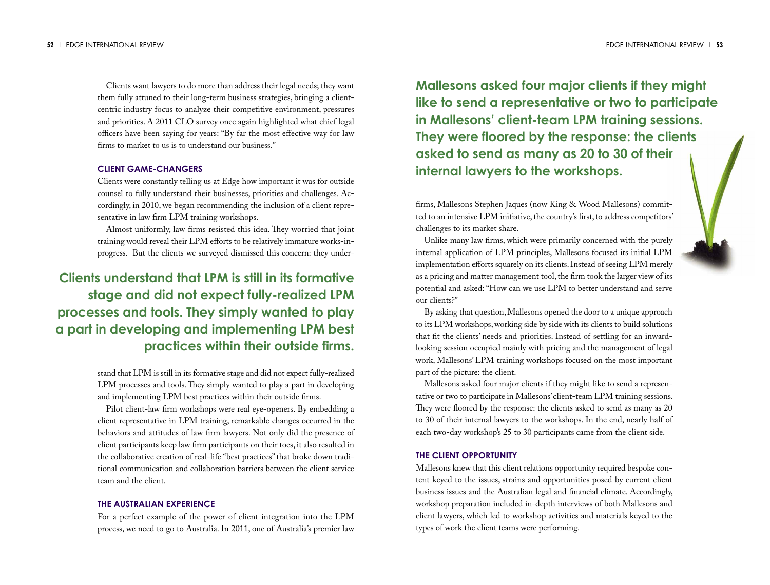Clients want lawyers to do more than address their legal needs; they want them fully attuned to their long-term business strategies, bringing a client-centric industry focus to analyze their competitive environment, pressures and priorities. A 2011 CLO survey once again highlighted what chief legal officers have been saying for years: "By far the most effective way for law firms to market to us is to understand our business."

### CLIENT GAME-CHANGERS

Clients were constantly telling us at Edge how important it was for outside counsel to fully understand their businesses, priorities and challenges. Accordingly, in 2010, we began recommending the inclusion of a client representative in law firm LPM training workshops.

Almost uniformly, law firms resisted this idea. They worried that joint training would reveal their LPM efforts to be relatively immature works-in-progress. But the clients we surveyed dismissed this concern: they understand that LPM is still in its formative stage and did not expect fully-realized LPM processes and tools. They simply wanted to play a part in developing and implementing LPM best practices within their outside firms.

**Clients understand that LPM is still in its formative stage and did not expect fully-realized LPM processes and tools. They simply wanted to play a part in developing and implementing LPM best practices within their outside firms.**

Pilot client-law firm workshops were real eye-openers. By embedding a client representative in LPM training, remarkable changes occurred in the behaviors and attitudes of law firm lawyers. Not only did the presence of client participants keep law firm participants on their toes, it also resulted in the collaborative creation of real-life "best practices" that broke down traditional communication and collaboration barriers between the client service team and the client.

### THE AUSTRALIAN EXPERIENCE

For a perfect example of the power of client integration into the LPM process, we need to go to Australia. In 2011, one of Australia's premier law firms, Mallesons Stephen Jaques (now King & Wood Mallesons) committed to an intensive LPM initiative, the country's first, to address competitors' challenges to its market share.

**Mallesons asked four major clients if they might like to send a representative or two to participate in Mallesons' client-team LPM training sessions. They were floored by the response: the clients asked to send as many as 20 to 30 of their internal lawyers to the workshops.**

Unlike many law firms, which were primarily concerned with the purely internal application of LPM principles, Mallesons focused its initial LPM implementation efforts squarely on its clients. Instead of seeing LPM merely as a pricing and matter management tool, the firm took the larger view of its potential and asked: "How can we use LPM to better understand and serve our clients?"

By asking that question, Mallesons opened the door to a unique approach to its LPM workshops, working side by side with its clients to build solutions that fit the clients' needs and priorities. Instead of settling for an inward-looking session occupied mainly with pricing and the management of legal work, Mallesons' LPM training workshops focused on the most important part of the picture: the client.

Mallesons asked four major clients if they might like to send a representative or two to participate in Mallesons' client-team LPM training sessions. They were floored by the response: the clients asked to send as many as 20 to 30 of their internal lawyers to the workshops. In the end, nearly half of each two-day workshop's 25 to 30 participants came from the client side.

### THE CLIENT OPPORTUNITY

Mallesons knew that this client relations opportunity required bespoke content keyed to the issues, strains and opportunities posed by current client business issues and the Australian legal and financial climate. Accordingly, workshop preparation included in-depth interviews of both Mallesons and client lawyers, which led to workshop activities and materials keyed to the types of work the client teams were performing.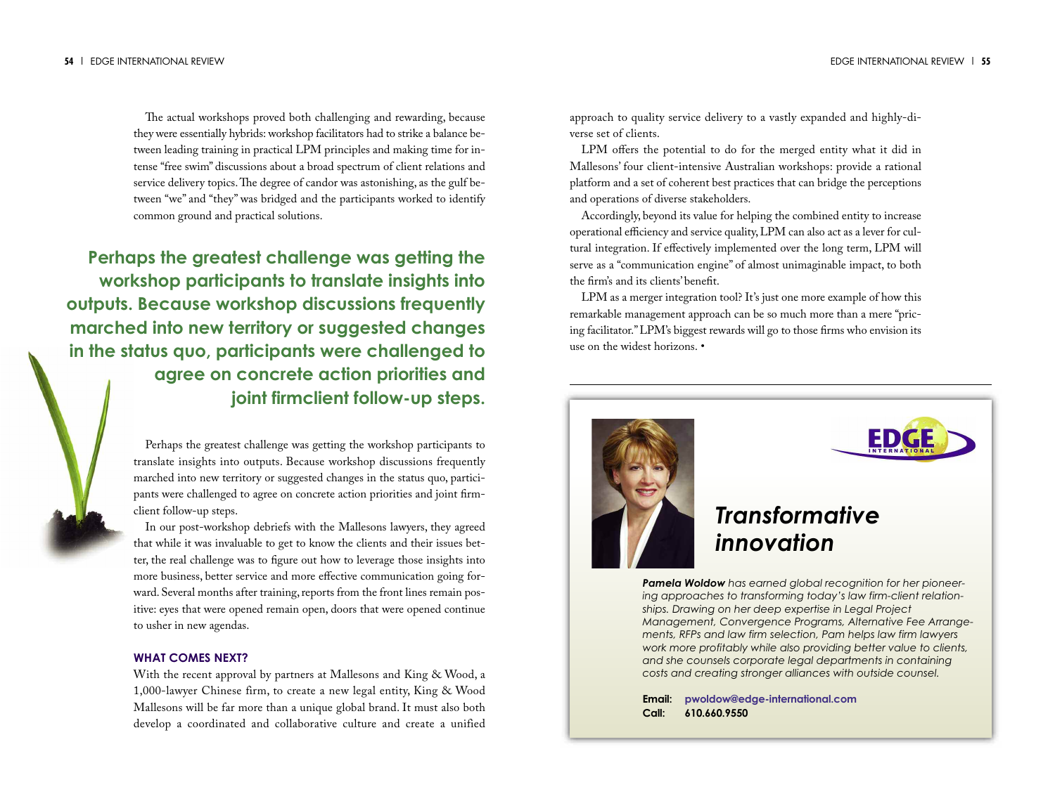The actual workshops proved both challenging and rewarding, because they were essentially hybrids: workshop facilitators had to strike a balance between leading training in practical LPM principles and making time for intense "free swim" discussions about a broad spectrum of client relations and service delivery topics. The degree of candor was astonishing, as the gulf between "we" and "they" was bridged and the participants worked to identify common ground and practical solutions.

**Perhaps the greatest challenge was getting the workshop participants to translate insights into outputs. Because workshop discussions frequently marched into new territory or suggested changes in the status quo, participants were challenged to agree on concrete action priorities and joint firmclient follow-up steps.**

Perhaps the greatest challenge was getting the workshop participants to translate insights into outputs. Because workshop discussions frequently marched into new territory or suggested changes in the status quo, participants were challenged to agree on concrete action priorities and joint firm-client follow-up steps.

In our post-workshop debriefs with the Mallesons lawyers, they agreed that while it was invaluable to get to know the clients and their issues better, the real challenge was to figure out how to leverage those insights into more business, better service and more effective communication going forward. Several months after training, reports from the front lines remain positive: eyes that were opened remain open, doors that were opened continue to usher in new agendas.

### WHAT COMES NEXT?

With the recent approval by partners at Mallesons and King & Wood, a 1,000-lawyer Chinese firm, to create a new legal entity, King & Wood Mallesons will be far more than a unique global brand. It must also both develop a coordinated and collaborative culture and create a unified approach to quality service delivery to a vastly expanded and highly-diverse set of clients.

LPM offers the potential to do for the merged entity what it did in Mallesons' four client-intensive Australian workshops: provide a rational platform and a set of coherent best practices that can bridge the perceptions and operations of diverse stakeholders.

Accordingly, beyond its value for helping the combined entity to increase operational efficiency and service quality, LPM can also act as a lever for cultural integration. If effectively implemented over the long term, LPM will serve as a "communication engine" of almost unimaginable impact, to both the firm's and its clients' benefit.

LPM as a merger integration tool? It's just one more example of how this remarkable management approach can be so much more than a mere "pricing facilitator." LPM's biggest rewards will go to those firms who envision its use on the widest horizons. •

---

EDGE INTERNATIONAL

## *Transformative innovation*

***Pamela Woldow*** *has earned global recognition for her pioneering approaches to transforming today's law firm-client relationships. Drawing on her deep expertise in Legal Project Management, Convergence Programs, Alternative Fee Arrangements, RFPs and law firm selection, Pam helps law firm lawyers work more profitably while also providing better value to clients, and she counsels corporate legal departments in containing costs and creating stronger alliances with outside counsel.*

**Email:** pwoldow@edge-international.com
**Call:** 610.660.9550